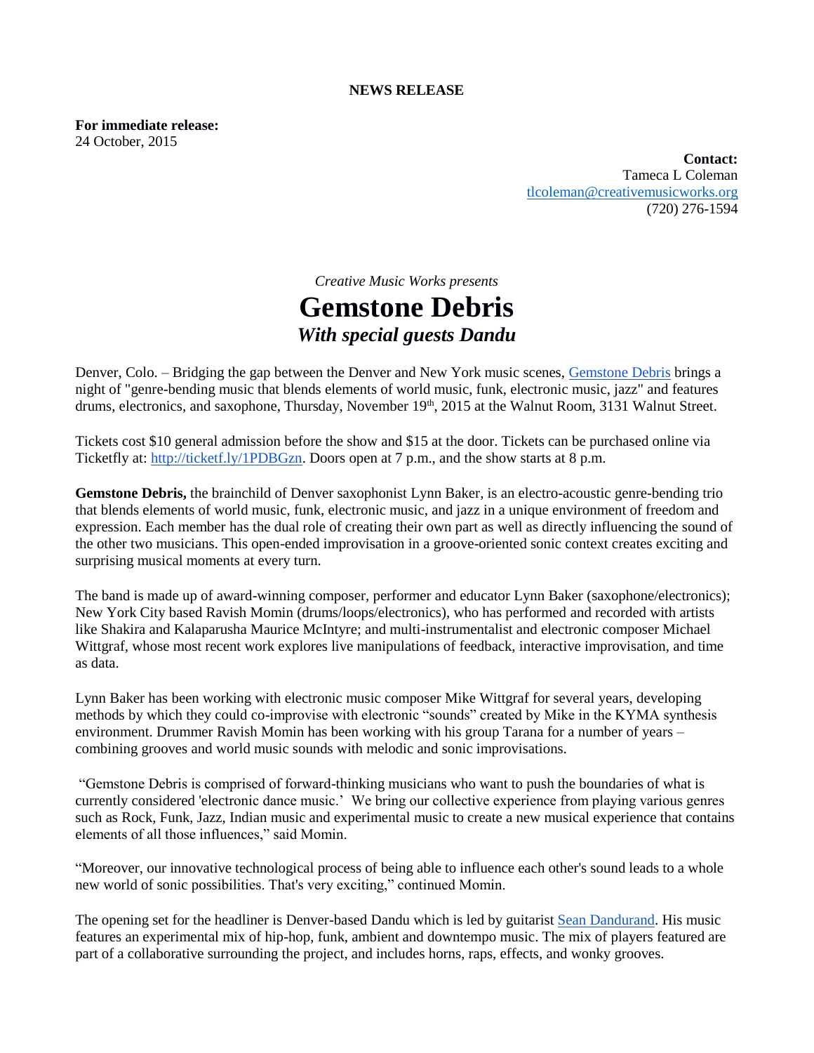**NEWS RELEASE**

**For immediate release:**
24 October, 2015

**Contact:**
Tameca L Coleman
tlcoleman@creativemusicworks.org
(720) 276-1594

*Creative Music Works presents*

# Gemstone Debris

## *With special guests Dandu*

Denver, Colo. – Bridging the gap between the Denver and New York music scenes, Gemstone Debris brings a night of "genre-bending music that blends elements of world music, funk, electronic music, jazz" and features drums, electronics, and saxophone, Thursday, November 19th, 2015 at the Walnut Room, 3131 Walnut Street.

Tickets cost $10 general admission before the show and $15 at the door. Tickets can be purchased online via Ticketfly at: http://ticketf.ly/1PDBGzn. Doors open at 7 p.m., and the show starts at 8 p.m.

**Gemstone Debris,** the brainchild of Denver saxophonist Lynn Baker, is an electro-acoustic genre-bending trio that blends elements of world music, funk, electronic music, and jazz in a unique environment of freedom and expression. Each member has the dual role of creating their own part as well as directly influencing the sound of the other two musicians. This open-ended improvisation in a groove-oriented sonic context creates exciting and surprising musical moments at every turn.

The band is made up of award-winning composer, performer and educator Lynn Baker (saxophone/electronics); New York City based Ravish Momin (drums/loops/electronics), who has performed and recorded with artists like Shakira and Kalaparusha Maurice McIntyre; and multi-instrumentalist and electronic composer Michael Wittgraf, whose most recent work explores live manipulations of feedback, interactive improvisation, and time as data.

Lynn Baker has been working with electronic music composer Mike Wittgraf for several years, developing methods by which they could co-improvise with electronic "sounds" created by Mike in the KYMA synthesis environment. Drummer Ravish Momin has been working with his group Tarana for a number of years – combining grooves and world music sounds with melodic and sonic improvisations.

"Gemstone Debris is comprised of forward-thinking musicians who want to push the boundaries of what is currently considered 'electronic dance music.' We bring our collective experience from playing various genres such as Rock, Funk, Jazz, Indian music and experimental music to create a new musical experience that contains elements of all those influences," said Momin.

"Moreover, our innovative technological process of being able to influence each other's sound leads to a whole new world of sonic possibilities. That's very exciting," continued Momin.

The opening set for the headliner is Denver-based Dandu which is led by guitarist Sean Dandurand. His music features an experimental mix of hip-hop, funk, ambient and downtempo music. The mix of players featured are part of a collaborative surrounding the project, and includes horns, raps, effects, and wonky grooves.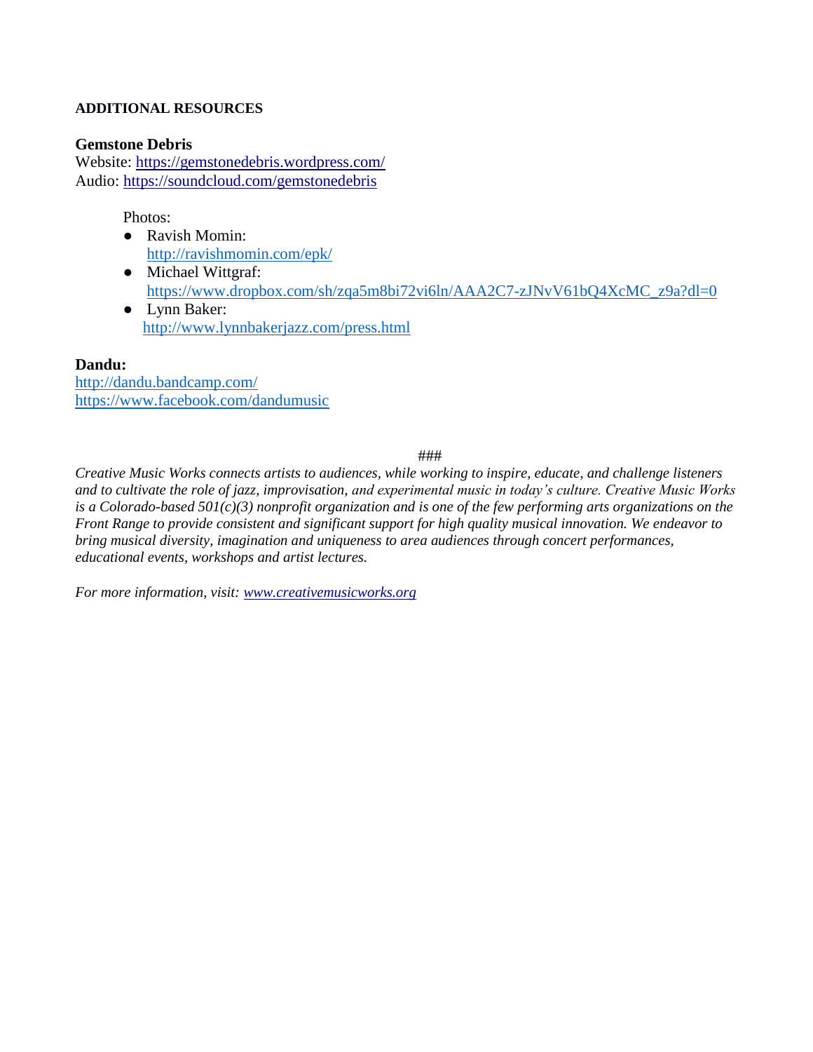**ADDITIONAL RESOURCES**

**Gemstone Debris**
Website: https://gemstonedebris.wordpress.com/
Audio: https://soundcloud.com/gemstonedebris

Photos:

- Ravish Momin:
  http://ravishmomin.com/epk/
- Michael Wittgraf:
  https://www.dropbox.com/sh/zqa5m8bi72vi6ln/AAA2C7-zJNvV61bQ4XcMC_z9a?dl=0
- Lynn Baker:
  http://www.lynnbakerjazz.com/press.html

**Dandu:**
http://dandu.bandcamp.com/
https://www.facebook.com/dandumusic

###

*Creative Music Works connects artists to audiences, while working to inspire, educate, and challenge listeners and to cultivate the role of jazz, improvisation, and experimental music in today's culture. Creative Music Works is a Colorado-based 501(c)(3) nonprofit organization and is one of the few performing arts organizations on the Front Range to provide consistent and significant support for high quality musical innovation. We endeavor to bring musical diversity, imagination and uniqueness to area audiences through concert performances, educational events, workshops and artist lectures.*

*For more information, visit: www.creativemusicworks.org*